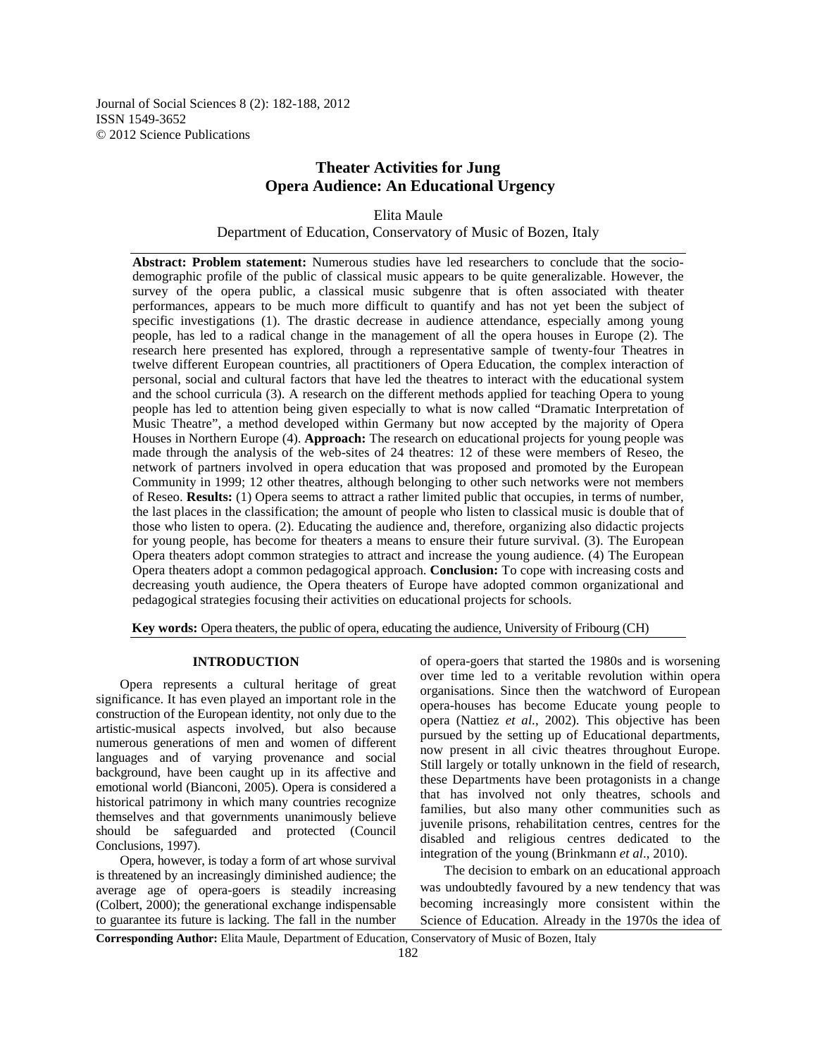# Theater Activities for Jung Opera Audience: An Educational Urgency

Elita Maule

Department of Education, Conservatory of Music of Bozen, Italy

**Abstract: Problem statement:** Numerous studies have led researchers to conclude that the socio-demographic profile of the public of classical music appears to be quite generalizable. However, the survey of the opera public, a classical music subgenre that is often associated with theater performances, appears to be much more difficult to quantify and has not yet been the subject of specific investigations (1). The drastic decrease in audience attendance, especially among young people, has led to a radical change in the management of all the opera houses in Europe (2). The research here presented has explored, through a representative sample of twenty-four Theatres in twelve different European countries, all practitioners of Opera Education, the complex interaction of personal, social and cultural factors that have led the theatres to interact with the educational system and the school curricula (3). A research on the different methods applied for teaching Opera to young people has led to attention being given especially to what is now called "Dramatic Interpretation of Music Theatre", a method developed within Germany but now accepted by the majority of Opera Houses in Northern Europe (4). **Approach:** The research on educational projects for young people was made through the analysis of the web-sites of 24 theatres: 12 of these were members of Reseo, the network of partners involved in opera education that was proposed and promoted by the European Community in 1999; 12 other theatres, although belonging to other such networks were not members of Reseo. **Results:** (1) Opera seems to attract a rather limited public that occupies, in terms of number, the last places in the classification; the amount of people who listen to classical music is double that of those who listen to opera. (2). Educating the audience and, therefore, organizing also didactic projects for young people, has become for theaters a means to ensure their future survival. (3). The European Opera theaters adopt common strategies to attract and increase the young audience. (4) The European Opera theaters adopt a common pedagogical approach. **Conclusion:** To cope with increasing costs and decreasing youth audience, the Opera theaters of Europe have adopted common organizational and pedagogical strategies focusing their activities on educational projects for schools.

**Key words:** Opera theaters, the public of opera, educating the audience, University of Fribourg (CH)

## INTRODUCTION

Opera represents a cultural heritage of great significance. It has even played an important role in the construction of the European identity, not only due to the artistic-musical aspects involved, but also because numerous generations of men and women of different languages and of varying provenance and social background, have been caught up in its affective and emotional world (Bianconi, 2005). Opera is considered a historical patrimony in which many countries recognize themselves and that governments unanimously believe should be safeguarded and protected (Council Conclusions, 1997).

Opera, however, is today a form of art whose survival is threatened by an increasingly diminished audience; the average age of opera-goers is steadily increasing (Colbert, 2000); the generational exchange indispensable to guarantee its future is lacking. The fall in the number of opera-goers that started the 1980s and is worsening over time led to a veritable revolution within opera organisations. Since then the watchword of European opera-houses has become Educate young people to opera (Nattiez *et al*., 2002). This objective has been pursued by the setting up of Educational departments, now present in all civic theatres throughout Europe. Still largely or totally unknown in the field of research, these Departments have been protagonists in a change that has involved not only theatres, schools and families, but also many other communities such as juvenile prisons, rehabilitation centres, centres for the disabled and religious centres dedicated to the integration of the young (Brinkmann *et al*., 2010).

The decision to embark on an educational approach was undoubtedly favoured by a new tendency that was becoming increasingly more consistent within the Science of Education. Already in the 1970s the idea of

**Corresponding Author:** Elita Maule, Department of Education, Conservatory of Music of Bozen, Italy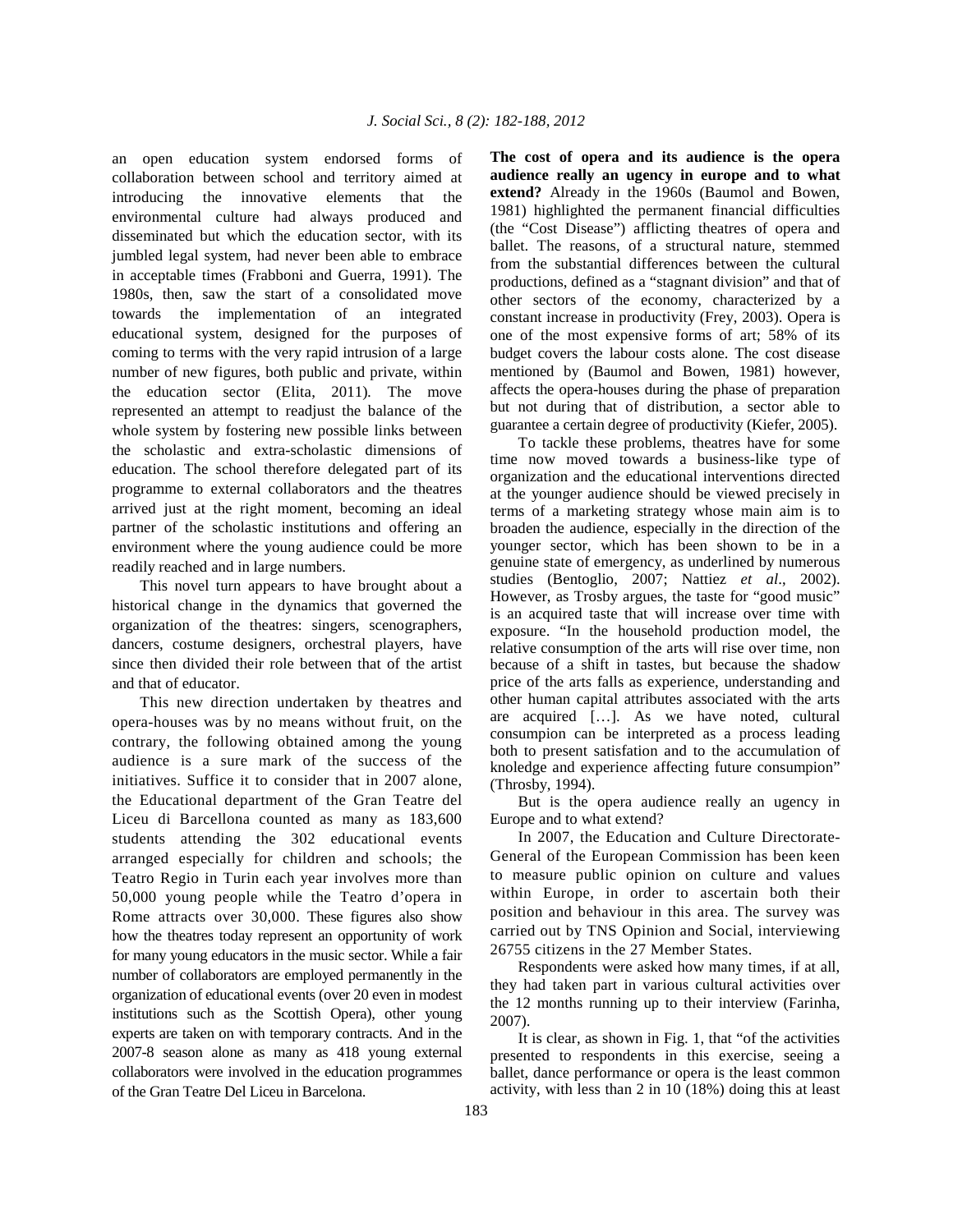an open education system endorsed forms of collaboration between school and territory aimed at introducing the innovative elements that the environmental culture had always produced and disseminated but which the education sector, with its jumbled legal system, had never been able to embrace in acceptable times (Frabboni and Guerra, 1991). The 1980s, then, saw the start of a consolidated move towards the implementation of an integrated educational system, designed for the purposes of coming to terms with the very rapid intrusion of a large number of new figures, both public and private, within the education sector (Elita, 2011). The move represented an attempt to readjust the balance of the whole system by fostering new possible links between the scholastic and extra-scholastic dimensions of education. The school therefore delegated part of its programme to external collaborators and the theatres arrived just at the right moment, becoming an ideal partner of the scholastic institutions and offering an environment where the young audience could be more readily reached and in large numbers.

This novel turn appears to have brought about a historical change in the dynamics that governed the organization of the theatres: singers, scenographers, dancers, costume designers, orchestral players, have since then divided their role between that of the artist and that of educator.

This new direction undertaken by theatres and opera-houses was by no means without fruit, on the contrary, the following obtained among the young audience is a sure mark of the success of the initiatives. Suffice it to consider that in 2007 alone, the Educational department of the Gran Teatre del Liceu di Barcellona counted as many as 183,600 students attending the 302 educational events arranged especially for children and schools; the Teatro Regio in Turin each year involves more than 50,000 young people while the Teatro d'opera in Rome attracts over 30,000. These figures also show how the theatres today represent an opportunity of work for many young educators in the music sector. While a fair number of collaborators are employed permanently in the organization of educational events (over 20 even in modest institutions such as the Scottish Opera), other young experts are taken on with temporary contracts. And in the 2007-8 season alone as many as 418 young external collaborators were involved in the education programmes of the Gran Teatre Del Liceu in Barcelona.

**The cost of opera and its audience is the opera audience really an ugency in europe and to what extend?** Already in the 1960s (Baumol and Bowen, 1981) highlighted the permanent financial difficulties (the "Cost Disease") afflicting theatres of opera and ballet. The reasons, of a structural nature, stemmed from the substantial differences between the cultural productions, defined as a "stagnant division" and that of other sectors of the economy, characterized by a constant increase in productivity (Frey, 2003). Opera is one of the most expensive forms of art; 58% of its budget covers the labour costs alone. The cost disease mentioned by (Baumol and Bowen, 1981) however, affects the opera-houses during the phase of preparation but not during that of distribution, a sector able to guarantee a certain degree of productivity (Kiefer, 2005).

To tackle these problems, theatres have for some time now moved towards a business-like type of organization and the educational interventions directed at the younger audience should be viewed precisely in terms of a marketing strategy whose main aim is to broaden the audience, especially in the direction of the younger sector, which has been shown to be in a genuine state of emergency, as underlined by numerous studies (Bentoglio, 2007; Nattiez *et al*., 2002). However, as Trosby argues, the taste for "good music" is an acquired taste that will increase over time with exposure. "In the household production model, the relative consumption of the arts will rise over time, non because of a shift in tastes, but because the shadow price of the arts falls as experience, understanding and other human capital attributes associated with the arts are acquired […]. As we have noted, cultural consumpion can be interpreted as a process leading both to present satisfation and to the accumulation of knoledge and experience affecting future consumpion" (Throsby, 1994).

But is the opera audience really an ugency in Europe and to what extend?

In 2007, the Education and Culture Directorate-General of the European Commission has been keen to measure public opinion on culture and values within Europe, in order to ascertain both their position and behaviour in this area. The survey was carried out by TNS Opinion and Social, interviewing 26755 citizens in the 27 Member States.

Respondents were asked how many times, if at all, they had taken part in various cultural activities over the 12 months running up to their interview (Farinha, 2007).

It is clear, as shown in Fig. 1, that "of the activities presented to respondents in this exercise, seeing a ballet, dance performance or opera is the least common activity, with less than 2 in 10 (18%) doing this at least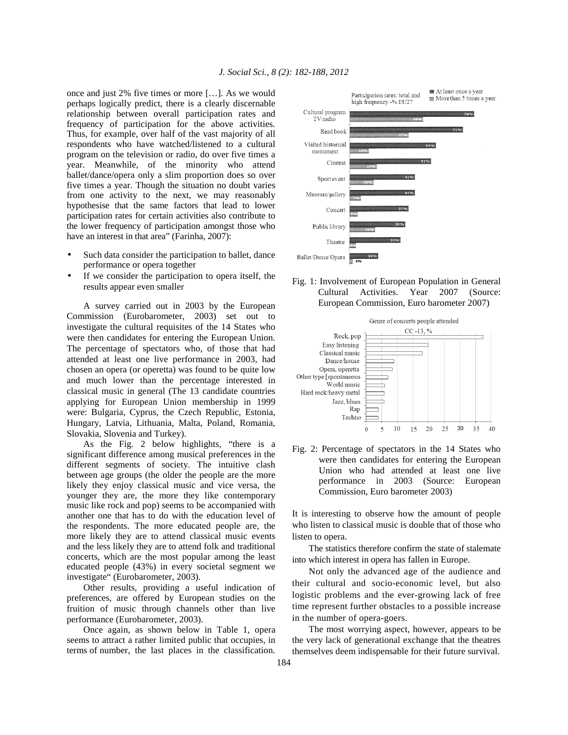once and just 2% five times or more […]. As we would perhaps logically predict, there is a clearly discernable relationship between overall participation rates and frequency of participation for the above activities. Thus, for example, over half of the vast majority of all respondents who have watched/listened to a cultural program on the television or radio, do over five times a year. Meanwhile, of the minority who attend ballet/dance/opera only a slim proportion does so over five times a year. Though the situation no doubt varies from one activity to the next, we may reasonably hypothesise that the same factors that lead to lower participation rates for certain activities also contribute to the lower frequency of participation amongst those who have an interest in that area" (Farinha, 2007):

- Such data consider the participation to ballet, dance performance or opera together
- If we consider the participation to opera itself, the results appear even smaller

A survey carried out in 2003 by the European Commission (Eurobarometer, 2003) set out to investigate the cultural requisites of the 14 States who were then candidates for entering the European Union. The percentage of spectators who, of those that had attended at least one live performance in 2003, had chosen an opera (or operetta) was found to be quite low and much lower than the percentage interested in classical music in general (The 13 candidate countries applying for European Union membership in 1999 were: Bulgaria, Cyprus, the Czech Republic, Estonia, Hungary, Latvia, Lithuania, Malta, Poland, Romania, Slovakia, Slovenia and Turkey).

As the Fig. 2 below highlights, "there is a significant difference among musical preferences in the different segments of society. The intuitive clash between age groups (the older the people are the more likely they enjoy classical music and vice versa, the younger they are, the more they like contemporary music like rock and pop) seems to be accompanied with another one that has to do with the education level of the respondents. The more educated people are, the more likely they are to attend classical music events and the less likely they are to attend folk and traditional concerts, which are the most popular among the least educated people (43%) in every societal segment we investigate" (Eurobarometer, 2003).

Other results, providing a useful indication of preferences, are offered by European studies on the fruition of music through channels other than live performance (Eurobarometer, 2003).

Once again, as shown below in Table 1, opera seems to attract a rather limited public that occupies, in terms of number, the last places in the classification.

Fig. 1: Involvement of European Population in General Cultural Activities. Year 2007 (Source: European Commission, Euro barometer 2007)

Fig. 2: Percentage of spectators in the 14 States who were then candidates for entering the European Union who had attended at least one live performance in 2003 (Source: European Commission, Euro barometer 2003)

It is interesting to observe how the amount of people who listen to classical music is double that of those who listen to opera.

The statistics therefore confirm the state of stalemate into which interest in opera has fallen in Europe.

Not only the advanced age of the audience and their cultural and socio-economic level, but also logistic problems and the ever-growing lack of free time represent further obstacles to a possible increase in the number of opera-goers.

The most worrying aspect, however, appears to be the very lack of generational exchange that the theatres themselves deem indispensable for their future survival.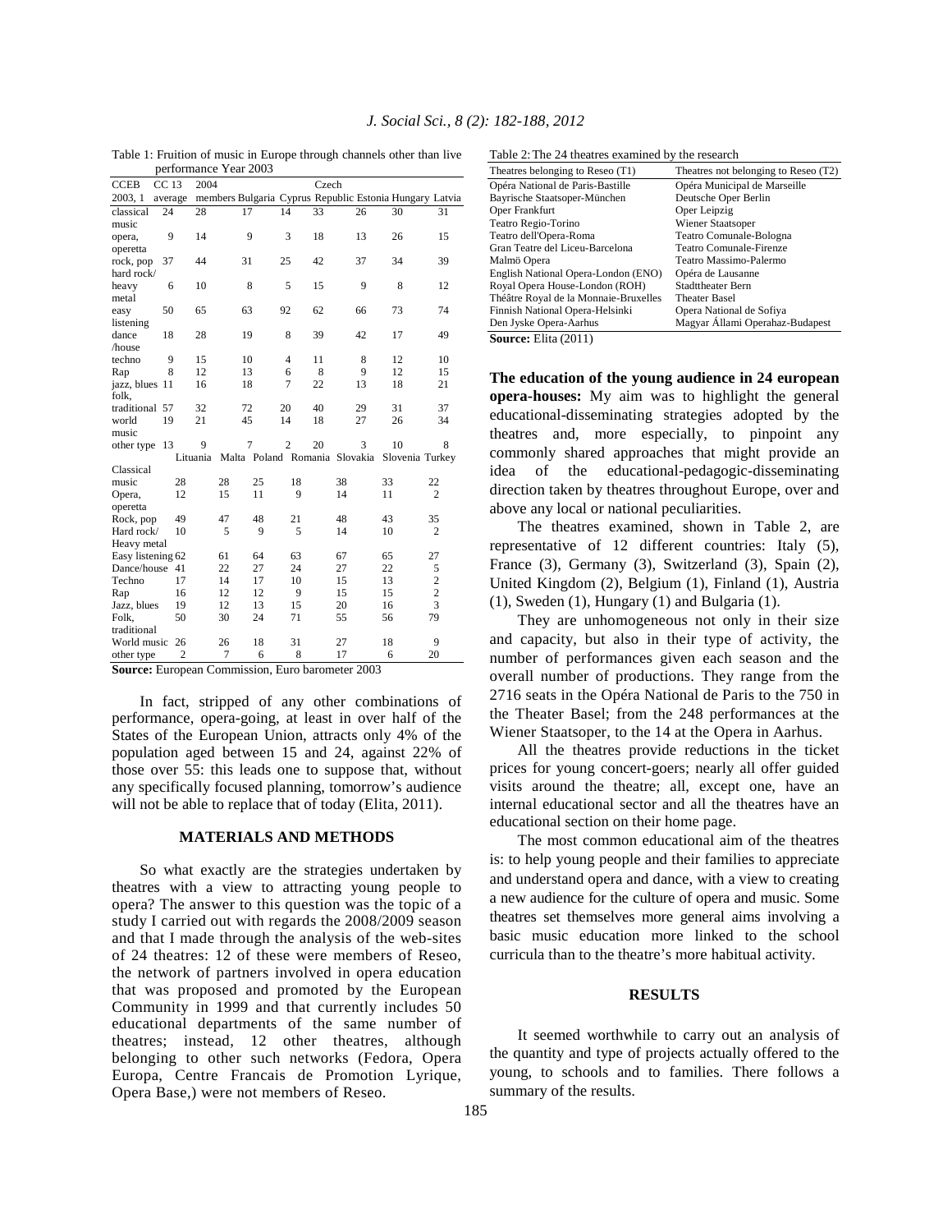Table 1: Fruition of music in Europe through channels other than live performance Year 2003

| CCEB 2003, 1 | CC 13 average | 2004 members | Bulgaria | Cyprus | Czech Republic | Estonia | Hungary | Latvia |
|---|---|---|---|---|---|---|---|---|
| classical music | 24 | 28 | 17 | 14 | 33 | 26 | 30 | 31 |
| opera, operetta | 9 | 14 | 9 | 3 | 18 | 13 | 26 | 15 |
| rock, pop | 37 | 44 | 31 | 25 | 42 | 37 | 34 | 39 |
| hard rock/ heavy metal | 6 | 10 | 8 | 5 | 15 | 9 | 8 | 12 |
| easy listening | 50 | 65 | 63 | 92 | 62 | 66 | 73 | 74 |
| dance /house | 18 | 28 | 19 | 8 | 39 | 42 | 17 | 49 |
| techno | 9 | 15 | 10 | 4 | 11 | 8 | 12 | 10 |
| Rap | 8 | 12 | 13 | 6 | 8 | 9 | 12 | 15 |
| jazz, blues | 11 | 16 | 18 | 7 | 22 | 13 | 18 | 21 |
| folk, traditional | 57 | 32 | 72 | 20 | 40 | 29 | 31 | 37 |
| world music | 19 | 21 | 45 | 14 | 18 | 27 | 26 | 34 |
| other type | 13 | 9 | 7 | 2 | 20 | 3 | 10 | 8 |

| | Lituania | Malta | Poland | Romania | Slovakia | Slovenia | Turkey |
|---|---|---|---|---|---|---|---|
| Classical music | 28 | 28 | 25 | 18 | 38 | 33 | 22 |
| Opera, operetta | 12 | 15 | 11 | 9 | 14 | 11 | 2 |
| Rock, pop | 49 | 47 | 48 | 21 | 48 | 43 | 35 |
| Hard rock/ Heavy metal | 10 | 5 | 9 | 5 | 14 | 10 | 2 |
| Easy listening | 62 | 61 | 64 | 63 | 67 | 65 | 27 |
| Dance/house | 41 | 22 | 27 | 24 | 27 | 22 | 5 |
| Techno | 17 | 14 | 17 | 10 | 15 | 13 | 2 |
| Rap | 16 | 12 | 12 | 9 | 15 | 15 | 2 |
| Jazz, blues | 19 | 12 | 13 | 15 | 20 | 16 | 3 |
| Folk, traditional | 50 | 30 | 24 | 71 | 55 | 56 | 79 |
| World music | 26 | 26 | 18 | 31 | 27 | 18 | 9 |
| other type | 2 | 7 | 6 | 8 | 17 | 6 | 20 |

**Source:** European Commission, Euro barometer 2003

In fact, stripped of any other combinations of performance, opera-going, at least in over half of the States of the European Union, attracts only 4% of the population aged between 15 and 24, against 22% of those over 55: this leads one to suppose that, without any specifically focused planning, tomorrow's audience will not be able to replace that of today (Elita, 2011).

## MATERIALS AND METHODS

So what exactly are the strategies undertaken by theatres with a view to attracting young people to opera? The answer to this question was the topic of a study I carried out with regards the 2008/2009 season and that I made through the analysis of the web-sites of 24 theatres: 12 of these were members of Reseo, the network of partners involved in opera education that was proposed and promoted by the European Community in 1999 and that currently includes 50 educational departments of the same number of theatres; instead, 12 other theatres, although belonging to other such networks (Fedora, Opera Europa, Centre Francais de Promotion Lyrique, Opera Base,) were not members of Reseo.

Table 2: The 24 theatres examined by the research

| Theatres belonging to Reseo (T1) | Theatres not belonging to Reseo (T2) |
|---|---|
| Opéra National de Paris-Bastille | Opéra Municipal de Marseille |
| Bayrische Staatsoper-München | Deutsche Oper Berlin |
| Oper Frankfurt | Oper Leipzig |
| Teatro Regio-Torino | Wiener Staatsoper |
| Teatro dell'Opera-Roma | Teatro Comunale-Bologna |
| Gran Teatre del Liceu-Barcelona | Teatro Comunale-Firenze |
| Malmö Opera | Teatro Massimo-Palermo |
| English National Opera-London (ENO) | Opéra de Lausanne |
| Royal Opera House-London (ROH) | Stadttheater Bern |
| Théâtre Royal de la Monnaie-Bruxelles | Theater Basel |
| Finnish National Opera-Helsinki | Opera National de Sofiya |
| Den Jyske Opera-Aarhus | Magyar Állami Operahaz-Budapest |

**Source:** Elita (2011)

**The education of the young audience in 24 european opera-houses:** My aim was to highlight the general educational-disseminating strategies adopted by the theatres and, more especially, to pinpoint any commonly shared approaches that might provide an idea of the educational-pedagogic-disseminating direction taken by theatres throughout Europe, over and above any local or national peculiarities.

The theatres examined, shown in Table 2, are representative of 12 different countries: Italy (5), France (3), Germany (3), Switzerland (3), Spain (2), United Kingdom (2), Belgium (1), Finland (1), Austria (1), Sweden (1), Hungary (1) and Bulgaria (1).

They are unhomogeneous not only in their size and capacity, but also in their type of activity, the number of performances given each season and the overall number of productions. They range from the 2716 seats in the Opéra National de Paris to the 750 in the Theater Basel; from the 248 performances at the Wiener Staatsoper, to the 14 at the Opera in Aarhus.

All the theatres provide reductions in the ticket prices for young concert-goers; nearly all offer guided visits around the theatre; all, except one, have an internal educational sector and all the theatres have an educational section on their home page.

The most common educational aim of the theatres is: to help young people and their families to appreciate and understand opera and dance, with a view to creating a new audience for the culture of opera and music. Some theatres set themselves more general aims involving a basic music education more linked to the school curricula than to the theatre's more habitual activity.

## RESULTS

It seemed worthwhile to carry out an analysis of the quantity and type of projects actually offered to the young, to schools and to families. There follows a summary of the results.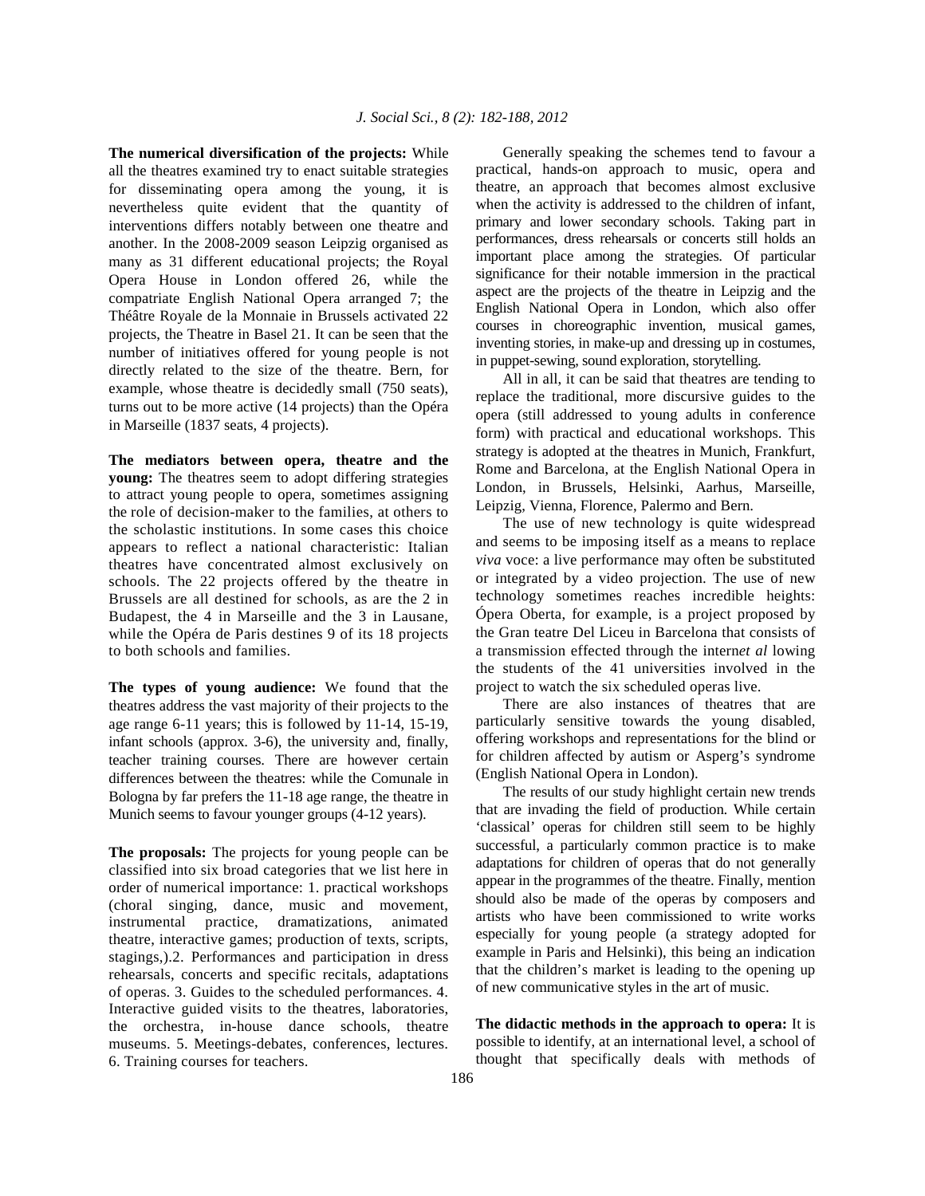**The numerical diversification of the projects:** While all the theatres examined try to enact suitable strategies for disseminating opera among the young, it is nevertheless quite evident that the quantity of interventions differs notably between one theatre and another. In the 2008-2009 season Leipzig organised as many as 31 different educational projects; the Royal Opera House in London offered 26, while the compatriate English National Opera arranged 7; the Théâtre Royale de la Monnaie in Brussels activated 22 projects, the Theatre in Basel 21. It can be seen that the number of initiatives offered for young people is not directly related to the size of the theatre. Bern, for example, whose theatre is decidedly small (750 seats), turns out to be more active (14 projects) than the Opéra in Marseille (1837 seats, 4 projects).

**The mediators between opera, theatre and the young:** The theatres seem to adopt differing strategies to attract young people to opera, sometimes assigning the role of decision-maker to the families, at others to the scholastic institutions. In some cases this choice appears to reflect a national characteristic: Italian theatres have concentrated almost exclusively on schools. The 22 projects offered by the theatre in Brussels are all destined for schools, as are the 2 in Budapest, the 4 in Marseille and the 3 in Lausane, while the Opéra de Paris destines 9 of its 18 projects to both schools and families.

**The types of young audience:** We found that the theatres address the vast majority of their projects to the age range 6-11 years; this is followed by 11-14, 15-19, infant schools (approx. 3-6), the university and, finally, teacher training courses. There are however certain differences between the theatres: while the Comunale in Bologna by far prefers the 11-18 age range, the theatre in Munich seems to favour younger groups (4-12 years).

**The proposals:** The projects for young people can be classified into six broad categories that we list here in order of numerical importance: 1. practical workshops (choral singing, dance, music and movement, instrumental practice, dramatizations, animated theatre, interactive games; production of texts, scripts, stagings,).2. Performances and participation in dress rehearsals, concerts and specific recitals, adaptations of operas. 3. Guides to the scheduled performances. 4. Interactive guided visits to the theatres, laboratories, the orchestra, in-house dance schools, theatre museums. 5. Meetings-debates, conferences, lectures. 6. Training courses for teachers.

Generally speaking the schemes tend to favour a practical, hands-on approach to music, opera and theatre, an approach that becomes almost exclusive when the activity is addressed to the children of infant, primary and lower secondary schools. Taking part in performances, dress rehearsals or concerts still holds an important place among the strategies. Of particular significance for their notable immersion in the practical aspect are the projects of the theatre in Leipzig and the English National Opera in London, which also offer courses in choreographic invention, musical games, inventing stories, in make-up and dressing up in costumes, in puppet-sewing, sound exploration, storytelling.

All in all, it can be said that theatres are tending to replace the traditional, more discursive guides to the opera (still addressed to young adults in conference form) with practical and educational workshops. This strategy is adopted at the theatres in Munich, Frankfurt, Rome and Barcelona, at the English National Opera in London, in Brussels, Helsinki, Aarhus, Marseille, Leipzig, Vienna, Florence, Palermo and Bern.

The use of new technology is quite widespread and seems to be imposing itself as a means to replace *viva* voce: a live performance may often be substituted or integrated by a video projection. The use of new technology sometimes reaches incredible heights: Ópera Oberta, for example, is a project proposed by the Gran teatre Del Liceu in Barcelona that consists of a transmission effected through the intern*et al* lowing the students of the 41 universities involved in the project to watch the six scheduled operas live.

There are also instances of theatres that are particularly sensitive towards the young disabled, offering workshops and representations for the blind or for children affected by autism or Asperg's syndrome (English National Opera in London).

The results of our study highlight certain new trends that are invading the field of production. While certain 'classical' operas for children still seem to be highly successful, a particularly common practice is to make adaptations for children of operas that do not generally appear in the programmes of the theatre. Finally, mention should also be made of the operas by composers and artists who have been commissioned to write works especially for young people (a strategy adopted for example in Paris and Helsinki), this being an indication that the children's market is leading to the opening up of new communicative styles in the art of music.

**The didactic methods in the approach to opera:** It is possible to identify, at an international level, a school of thought that specifically deals with methods of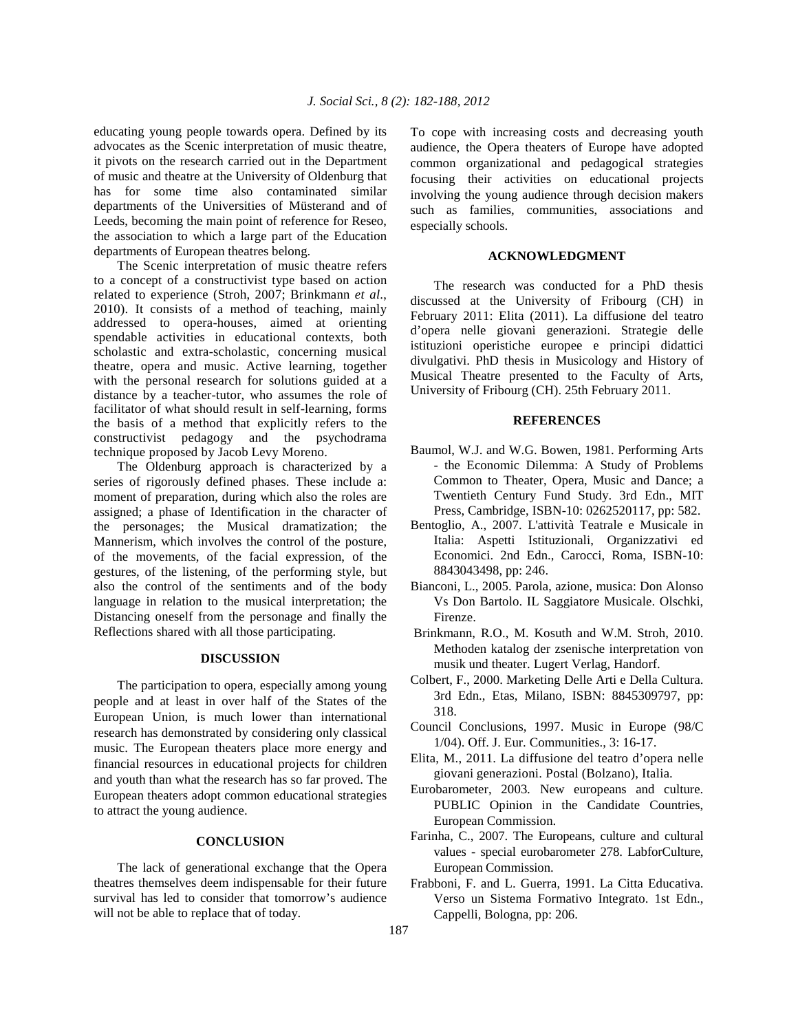educating young people towards opera. Defined by its advocates as the Scenic interpretation of music theatre, it pivots on the research carried out in the Department of music and theatre at the University of Oldenburg that has for some time also contaminated similar departments of the Universities of Müsterand and of Leeds, becoming the main point of reference for Reseo, the association to which a large part of the Education departments of European theatres belong.

The Scenic interpretation of music theatre refers to a concept of a constructivist type based on action related to experience (Stroh, 2007; Brinkmann *et al*., 2010). It consists of a method of teaching, mainly addressed to opera-houses, aimed at orienting spendable activities in educational contexts, both scholastic and extra-scholastic, concerning musical theatre, opera and music. Active learning, together with the personal research for solutions guided at a distance by a teacher-tutor, who assumes the role of facilitator of what should result in self-learning, forms the basis of a method that explicitly refers to the constructivist pedagogy and the psychodrama technique proposed by Jacob Levy Moreno.

The Oldenburg approach is characterized by a series of rigorously defined phases. These include a: moment of preparation, during which also the roles are assigned; a phase of Identification in the character of the personages; the Musical dramatization; the Mannerism, which involves the control of the posture, of the movements, of the facial expression, of the gestures, of the listening, of the performing style, but also the control of the sentiments and of the body language in relation to the musical interpretation; the Distancing oneself from the personage and finally the Reflections shared with all those participating.

## DISCUSSION

The participation to opera, especially among young people and at least in over half of the States of the European Union, is much lower than international research has demonstrated by considering only classical music. The European theaters place more energy and financial resources in educational projects for children and youth than what the research has so far proved. The European theaters adopt common educational strategies to attract the young audience.

## CONCLUSION

The lack of generational exchange that the Opera theatres themselves deem indispensable for their future survival has led to consider that tomorrow's audience will not be able to replace that of today. To cope with increasing costs and decreasing youth audience, the Opera theaters of Europe have adopted common organizational and pedagogical strategies focusing their activities on educational projects involving the young audience through decision makers such as families, communities, associations and especially schools.

## ACKNOWLEDGMENT

The research was conducted for a PhD thesis discussed at the University of Fribourg (CH) in February 2011: Elita (2011). La diffusione del teatro d'opera nelle giovani generazioni. Strategie delle istituzioni operistiche europee e principi didattici divulgativi. PhD thesis in Musicology and History of Musical Theatre presented to the Faculty of Arts, University of Fribourg (CH). 25th February 2011.

## REFERENCES

Baumol, W.J. and W.G. Bowen, 1981. Performing Arts - the Economic Dilemma: A Study of Problems Common to Theater, Opera, Music and Dance; a Twentieth Century Fund Study. 3rd Edn., MIT Press, Cambridge, ISBN-10: 0262520117, pp: 582.

Bentoglio, A., 2007. L'attività Teatrale e Musicale in Italia: Aspetti Istituzionali, Organizzativi ed Economici. 2nd Edn., Carocci, Roma, ISBN-10: 8843043498, pp: 246.

Bianconi, L., 2005. Parola, azione, musica: Don Alonso Vs Don Bartolo. IL Saggiatore Musicale. Olschki, Firenze.

Brinkmann, R.O., M. Kosuth and W.M. Stroh, 2010. Methoden katalog der zsenische interpretation von musik und theater. Lugert Verlag, Handorf.

Colbert, F., 2000. Marketing Delle Arti e Della Cultura. 3rd Edn., Etas, Milano, ISBN: 8845309797, pp: 318.

Council Conclusions, 1997. Music in Europe (98/C 1/04). Off. J. Eur. Communities., 3: 16-17.

Elita, M., 2011. La diffusione del teatro d'opera nelle giovani generazioni. Postal (Bolzano), Italia.

Eurobarometer, 2003. New europeans and culture. PUBLIC Opinion in the Candidate Countries, European Commission.

Farinha, C., 2007. The Europeans, culture and cultural values - special eurobarometer 278. LabforCulture, European Commission.

Frabboni, F. and L. Guerra, 1991. La Citta Educativa. Verso un Sistema Formativo Integrato. 1st Edn., Cappelli, Bologna, pp: 206.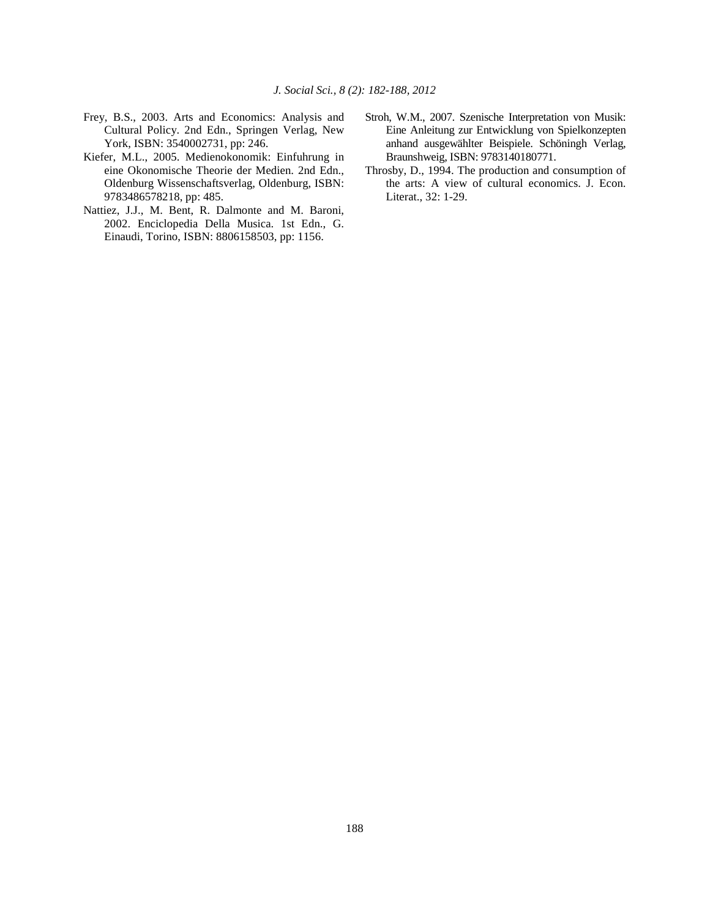Frey, B.S., 2003. Arts and Economics: Analysis and Cultural Policy. 2nd Edn., Springen Verlag, New York, ISBN: 3540002731, pp: 246.

Kiefer, M.L., 2005. Medienokonomik: Einfuhrung in eine Okonomische Theorie der Medien. 2nd Edn., Oldenburg Wissenschaftsverlag, Oldenburg, ISBN: 9783486578218, pp: 485.

Nattiez, J.J., M. Bent, R. Dalmonte and M. Baroni, 2002. Enciclopedia Della Musica. 1st Edn., G. Einaudi, Torino, ISBN: 8806158503, pp: 1156.

Stroh, W.M., 2007. Szenische Interpretation von Musik: Eine Anleitung zur Entwicklung von Spielkonzepten anhand ausgewählter Beispiele. Schöningh Verlag, Braunshweig, ISBN: 9783140180771.

Throsby, D., 1994. The production and consumption of the arts: A view of cultural economics. J. Econ. Literat., 32: 1-29.